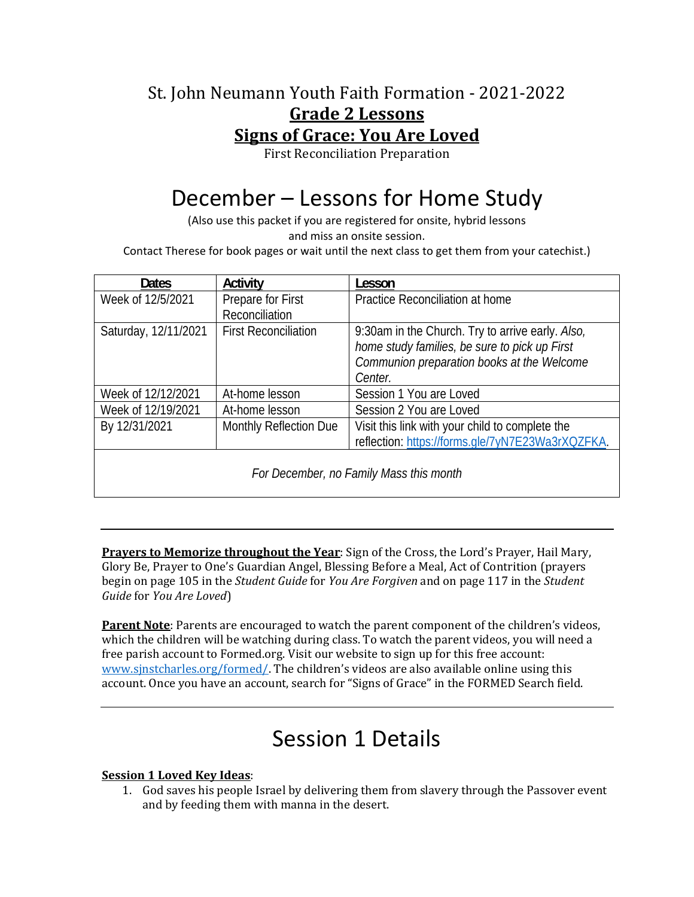St. John Neumann Youth Faith Formation - 2021-2022

# **Grade 2 Lessons**

# **Signs of Grace: You Are Loved**

First Reconciliation Preparation

# December – Lessons for Home Study

(Also use this packet if you are registered for onsite, hybrid lessons and miss an onsite session. Contact Therese for book pages or wait until the next class to get them from your catechist.)

| Dates | Activity | Lesson |
|---|---|---|
| Week of 12/5/2021 | Prepare for First Reconciliation | Practice Reconciliation at home |
| Saturday, 12/11/2021 | First Reconciliation | 9:30am in the Church. Try to arrive early. *Also, home study families, be sure to pick up First Communion preparation books at the Welcome Center.* |
| Week of 12/12/2021 | At-home lesson | Session 1 You are Loved |
| Week of 12/19/2021 | At-home lesson | Session 2 You are Loved |
| By 12/31/2021 | Monthly Reflection Due | Visit this link with your child to complete the reflection: https://forms.gle/7yN7E23Wa3rXQZFKA. |
| *For December, no Family Mass this month* | | |

---

**Prayers to Memorize throughout the Year**: Sign of the Cross, the Lord's Prayer, Hail Mary, Glory Be, Prayer to One's Guardian Angel, Blessing Before a Meal, Act of Contrition (prayers begin on page 105 in the *Student Guide* for *You Are Forgiven* and on page 117 in the *Student Guide* for *You Are Loved*)

**Parent Note**: Parents are encouraged to watch the parent component of the children's videos, which the children will be watching during class. To watch the parent videos, you will need a free parish account to Formed.org. Visit our website to sign up for this free account: www.sjnstcharles.org/formed/. The children's videos are also available online using this account. Once you have an account, search for "Signs of Grace" in the FORMED Search field.

---

# Session 1 Details

**Session 1 Loved Key Ideas**:

1. God saves his people Israel by delivering them from slavery through the Passover event and by feeding them with manna in the desert.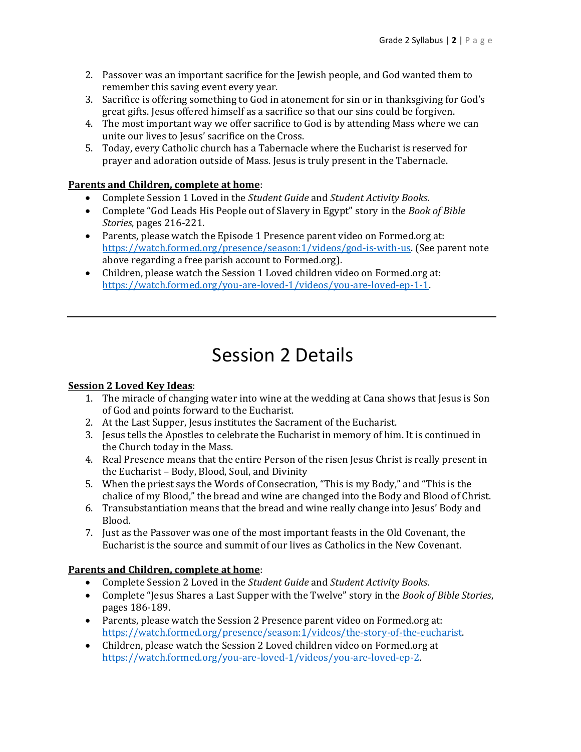2. Passover was an important sacrifice for the Jewish people, and God wanted them to remember this saving event every year.
3. Sacrifice is offering something to God in atonement for sin or in thanksgiving for God's great gifts. Jesus offered himself as a sacrifice so that our sins could be forgiven.
4. The most important way we offer sacrifice to God is by attending Mass where we can unite our lives to Jesus' sacrifice on the Cross.
5. Today, every Catholic church has a Tabernacle where the Eucharist is reserved for prayer and adoration outside of Mass. Jesus is truly present in the Tabernacle.

**Parents and Children, complete at home**:

- Complete Session 1 Loved in the *Student Guide* and *Student Activity Books*.
- Complete "God Leads His People out of Slavery in Egypt" story in the *Book of Bible Stories*, pages 216-221.
- Parents, please watch the Episode 1 Presence parent video on Formed.org at: https://watch.formed.org/presence/season:1/videos/god-is-with-us. (See parent note above regarding a free parish account to Formed.org).
- Children, please watch the Session 1 Loved children video on Formed.org at: https://watch.formed.org/you-are-loved-1/videos/you-are-loved-ep-1-1.

---

# Session 2 Details

**Session 2 Loved Key Ideas**:

1. The miracle of changing water into wine at the wedding at Cana shows that Jesus is Son of God and points forward to the Eucharist.
2. At the Last Supper, Jesus institutes the Sacrament of the Eucharist.
3. Jesus tells the Apostles to celebrate the Eucharist in memory of him. It is continued in the Church today in the Mass.
4. Real Presence means that the entire Person of the risen Jesus Christ is really present in the Eucharist – Body, Blood, Soul, and Divinity
5. When the priest says the Words of Consecration, "This is my Body," and "This is the chalice of my Blood," the bread and wine are changed into the Body and Blood of Christ.
6. Transubstantiation means that the bread and wine really change into Jesus' Body and Blood.
7. Just as the Passover was one of the most important feasts in the Old Covenant, the Eucharist is the source and summit of our lives as Catholics in the New Covenant.

**Parents and Children, complete at home**:

- Complete Session 2 Loved in the *Student Guide* and *Student Activity Books*.
- Complete "Jesus Shares a Last Supper with the Twelve" story in the *Book of Bible Stories*, pages 186-189.
- Parents, please watch the Session 2 Presence parent video on Formed.org at: https://watch.formed.org/presence/season:1/videos/the-story-of-the-eucharist.
- Children, please watch the Session 2 Loved children video on Formed.org at https://watch.formed.org/you-are-loved-1/videos/you-are-loved-ep-2.